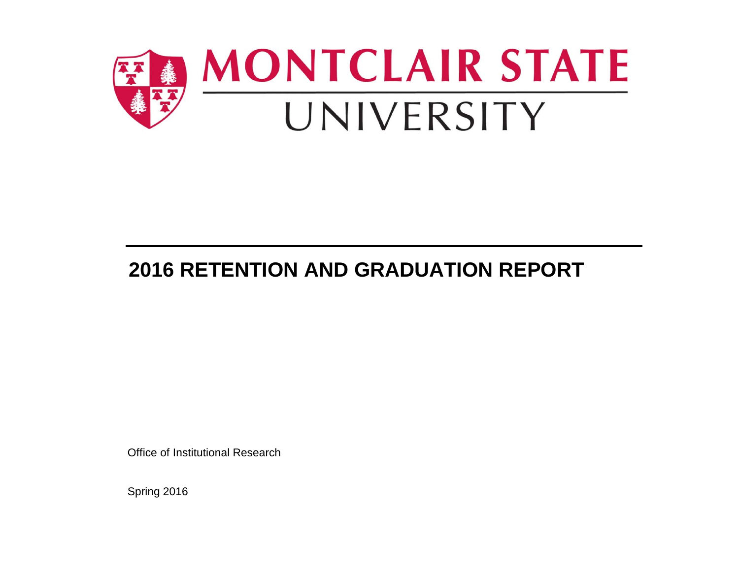# MONTCLAIR STATE UNIVERSITY

## 2016 RETENTION AND GRADUATION REPORT

Office of Institutional Research

Spring 2016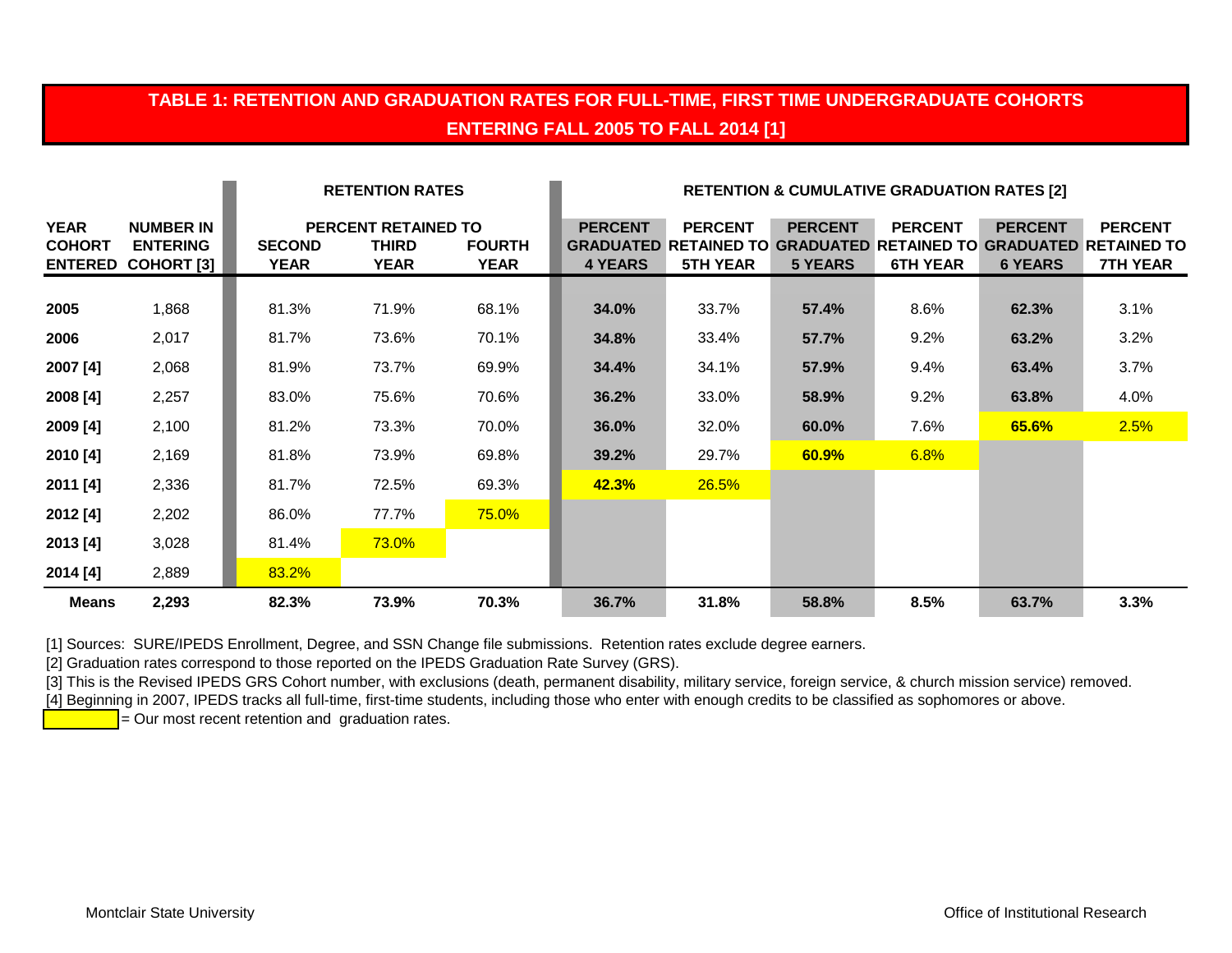# TABLE 1: RETENTION AND GRADUATION RATES FOR FULL-TIME, FIRST TIME UNDERGRADUATE COHORTS ENTERING FALL 2005 TO FALL 2014 [1]

| | | RETENTION RATES | | | RETENTION & CUMULATIVE GRADUATION RATES [2] | | | | | |
|---|---|---|---|---|---|---|---|---|---|---|
| | | PERCENT RETAINED TO | | | | | | | | |
| YEAR COHORT ENTERED | NUMBER IN ENTERING COHORT [3] | SECOND YEAR | THIRD YEAR | FOURTH YEAR | PERCENT GRADUATED 4 YEARS | PERCENT RETAINED TO 5TH YEAR | PERCENT GRADUATED 5 YEARS | PERCENT RETAINED TO 6TH YEAR | PERCENT GRADUATED 6 YEARS | PERCENT RETAINED TO 7TH YEAR |
| **2005** | 1,868 | 81.3% | 71.9% | 68.1% | **34.0%** | 33.7% | **57.4%** | 8.6% | **62.3%** | 3.1% |
| **2006** | 2,017 | 81.7% | 73.6% | 70.1% | **34.8%** | 33.4% | **57.7%** | 9.2% | **63.2%** | 3.2% |
| **2007 [4]** | 2,068 | 81.9% | 73.7% | 69.9% | **34.4%** | 34.1% | **57.9%** | 9.4% | **63.4%** | 3.7% |
| **2008 [4]** | 2,257 | 83.0% | 75.6% | 70.6% | **36.2%** | 33.0% | **58.9%** | 9.2% | **63.8%** | 4.0% |
| **2009 [4]** | 2,100 | 81.2% | 73.3% | 70.0% | **36.0%** | 32.0% | **60.0%** | 7.6% | **65.6%** | 2.5% |
| **2010 [4]** | 2,169 | 81.8% | 73.9% | 69.8% | **39.2%** | 29.7% | **60.9%** | 6.8% | | |
| **2011 [4]** | 2,336 | 81.7% | 72.5% | 69.3% | **42.3%** | 26.5% | | | | |
| **2012 [4]** | 2,202 | 86.0% | 77.7% | 75.0% | | | | | | |
| **2013 [4]** | 3,028 | 81.4% | 73.0% | | | | | | | |
| **2014 [4]** | 2,889 | 83.2% | | | | | | | | |
| **Means** | **2,293** | **82.3%** | **73.9%** | **70.3%** | **36.7%** | **31.8%** | **58.8%** | **8.5%** | **63.7%** | **3.3%** |

[1] Sources: SURE/IPEDS Enrollment, Degree, and SSN Change file submissions. Retention rates exclude degree earners.

[2] Graduation rates correspond to those reported on the IPEDS Graduation Rate Survey (GRS).

[3] This is the Revised IPEDS GRS Cohort number, with exclusions (death, permanent disability, military service, foreign service, & church mission service) removed.

[4] Beginning in 2007, IPEDS tracks all full-time, first-time students, including those who enter with enough credits to be classified as sophomores or above.

(highlighted) = Our most recent retention and graduation rates.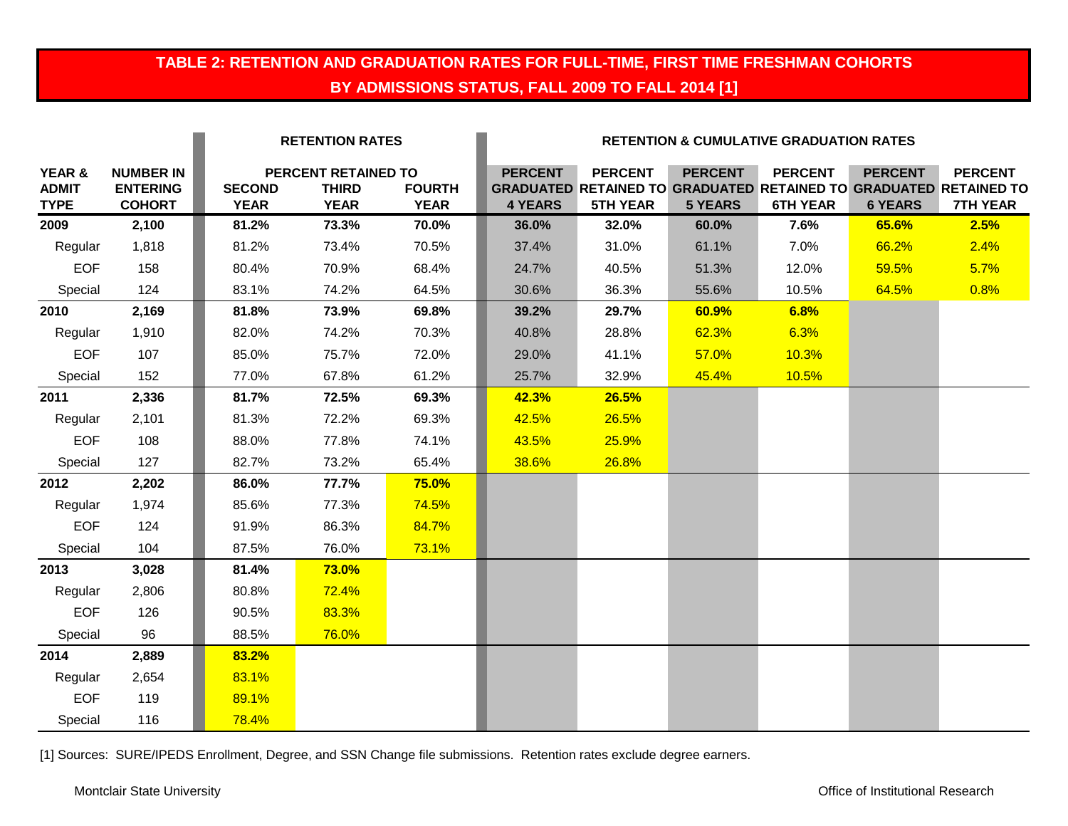## TABLE 2: RETENTION AND GRADUATION RATES FOR FULL-TIME, FIRST TIME FRESHMAN COHORTS BY ADMISSIONS STATUS, FALL 2009 TO FALL 2014 [1]

| | | RETENTION RATES | | | RETENTION & CUMULATIVE GRADUATION RATES | | | | | |
|---|---|---|---|---|---|---|---|---|---|---|
| | | PERCENT RETAINED TO | | | | | | | | |
| YEAR & ADMIT TYPE | NUMBER IN ENTERING COHORT | SECOND YEAR | THIRD YEAR | FOURTH YEAR | PERCENT GRADUATED 4 YEARS | PERCENT RETAINED TO 5TH YEAR | PERCENT GRADUATED 5 YEARS | PERCENT RETAINED TO 6TH YEAR | PERCENT GRADUATED 6 YEARS | PERCENT RETAINED TO 7TH YEAR |
| **2009** | **2,100** | **81.2%** | **73.3%** | **70.0%** | **36.0%** | **32.0%** | **60.0%** | **7.6%** | **65.6%** | **2.5%** |
| Regular | 1,818 | 81.2% | 73.4% | 70.5% | 37.4% | 31.0% | 61.1% | 7.0% | 66.2% | 2.4% |
| EOF | 158 | 80.4% | 70.9% | 68.4% | 24.7% | 40.5% | 51.3% | 12.0% | 59.5% | 5.7% |
| Special | 124 | 83.1% | 74.2% | 64.5% | 30.6% | 36.3% | 55.6% | 10.5% | 64.5% | 0.8% |
| **2010** | **2,169** | **81.8%** | **73.9%** | **69.8%** | **39.2%** | **29.7%** | **60.9%** | **6.8%** | | |
| Regular | 1,910 | 82.0% | 74.2% | 70.3% | 40.8% | 28.8% | 62.3% | 6.3% | | |
| EOF | 107 | 85.0% | 75.7% | 72.0% | 29.0% | 41.1% | 57.0% | 10.3% | | |
| Special | 152 | 77.0% | 67.8% | 61.2% | 25.7% | 32.9% | 45.4% | 10.5% | | |
| **2011** | **2,336** | **81.7%** | **72.5%** | **69.3%** | **42.3%** | **26.5%** | | | | |
| Regular | 2,101 | 81.3% | 72.2% | 69.3% | 42.5% | 26.5% | | | | |
| EOF | 108 | 88.0% | 77.8% | 74.1% | 43.5% | 25.9% | | | | |
| Special | 127 | 82.7% | 73.2% | 65.4% | 38.6% | 26.8% | | | | |
| **2012** | **2,202** | **86.0%** | **77.7%** | **75.0%** | | | | | | |
| Regular | 1,974 | 85.6% | 77.3% | 74.5% | | | | | | |
| EOF | 124 | 91.9% | 86.3% | 84.7% | | | | | | |
| Special | 104 | 87.5% | 76.0% | 73.1% | | | | | | |
| **2013** | **3,028** | **81.4%** | **73.0%** | | | | | | | |
| Regular | 2,806 | 80.8% | 72.4% | | | | | | | |
| EOF | 126 | 90.5% | 83.3% | | | | | | | |
| Special | 96 | 88.5% | 76.0% | | | | | | | |
| **2014** | **2,889** | **83.2%** | | | | | | | | |
| Regular | 2,654 | 83.1% | | | | | | | | |
| EOF | 119 | 89.1% | | | | | | | | |
| Special | 116 | 78.4% | | | | | | | | |

[1] Sources: SURE/IPEDS Enrollment, Degree, and SSN Change file submissions. Retention rates exclude degree earners.

Montclair State University

Office of Institutional Research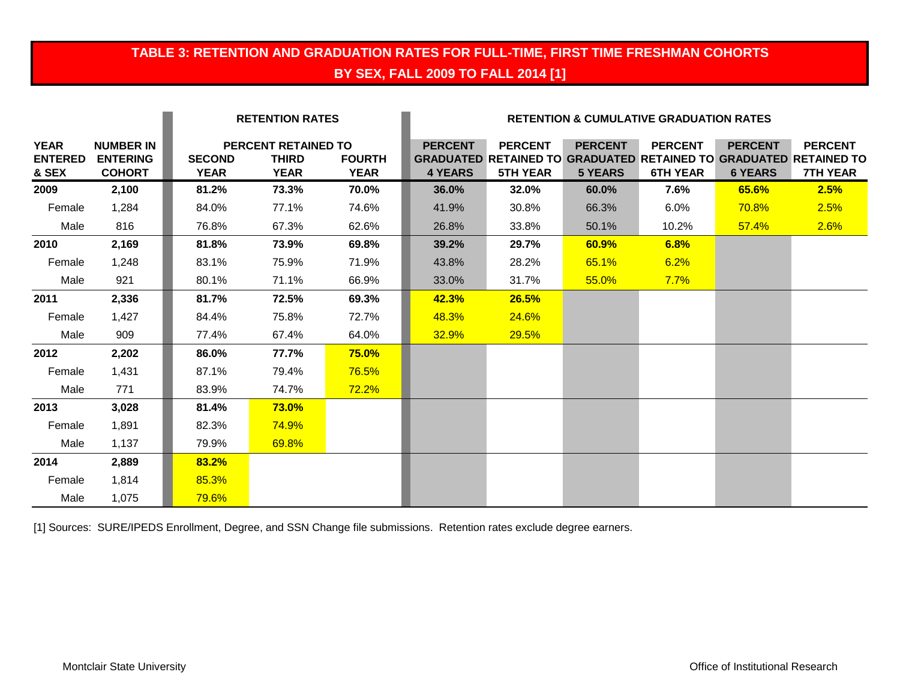# TABLE 3: RETENTION AND GRADUATION RATES FOR FULL-TIME, FIRST TIME FRESHMAN COHORTS BY SEX, FALL 2009 TO FALL 2014 [1]

| | | RETENTION RATES | | | RETENTION & CUMULATIVE GRADUATION RATES | | | | | |
|---|---|---|---|---|---|---|---|---|---|---|
| | | PERCENT RETAINED TO | | | | | | | | |
| **YEAR ENTERED & SEX** | **NUMBER IN ENTERING COHORT** | **SECOND YEAR** | **THIRD YEAR** | **FOURTH YEAR** | **PERCENT GRADUATED 4 YEARS** | **PERCENT RETAINED TO 5TH YEAR** | **PERCENT GRADUATED 5 YEARS** | **PERCENT RETAINED TO 6TH YEAR** | **PERCENT GRADUATED 6 YEARS** | **PERCENT RETAINED TO 7TH YEAR** |
| **2009** | **2,100** | **81.2%** | **73.3%** | **70.0%** | **36.0%** | **32.0%** | **60.0%** | **7.6%** | **65.6%** | **2.5%** |
| Female | 1,284 | 84.0% | 77.1% | 74.6% | 41.9% | 30.8% | 66.3% | 6.0% | 70.8% | 2.5% |
| Male | 816 | 76.8% | 67.3% | 62.6% | 26.8% | 33.8% | 50.1% | 10.2% | 57.4% | 2.6% |
| **2010** | **2,169** | **81.8%** | **73.9%** | **69.8%** | **39.2%** | **29.7%** | **60.9%** | **6.8%** | | |
| Female | 1,248 | 83.1% | 75.9% | 71.9% | 43.8% | 28.2% | 65.1% | 6.2% | | |
| Male | 921 | 80.1% | 71.1% | 66.9% | 33.0% | 31.7% | 55.0% | 7.7% | | |
| **2011** | **2,336** | **81.7%** | **72.5%** | **69.3%** | **42.3%** | **26.5%** | | | | |
| Female | 1,427 | 84.4% | 75.8% | 72.7% | 48.3% | 24.6% | | | | |
| Male | 909 | 77.4% | 67.4% | 64.0% | 32.9% | 29.5% | | | | |
| **2012** | **2,202** | **86.0%** | **77.7%** | **75.0%** | | | | | | |
| Female | 1,431 | 87.1% | 79.4% | 76.5% | | | | | | |
| Male | 771 | 83.9% | 74.7% | 72.2% | | | | | | |
| **2013** | **3,028** | **81.4%** | **73.0%** | | | | | | | |
| Female | 1,891 | 82.3% | 74.9% | | | | | | | |
| Male | 1,137 | 79.9% | 69.8% | | | | | | | |
| **2014** | **2,889** | **83.2%** | | | | | | | | |
| Female | 1,814 | 85.3% | | | | | | | | |
| Male | 1,075 | 79.6% | | | | | | | | |

[1] Sources: SURE/IPEDS Enrollment, Degree, and SSN Change file submissions. Retention rates exclude degree earners.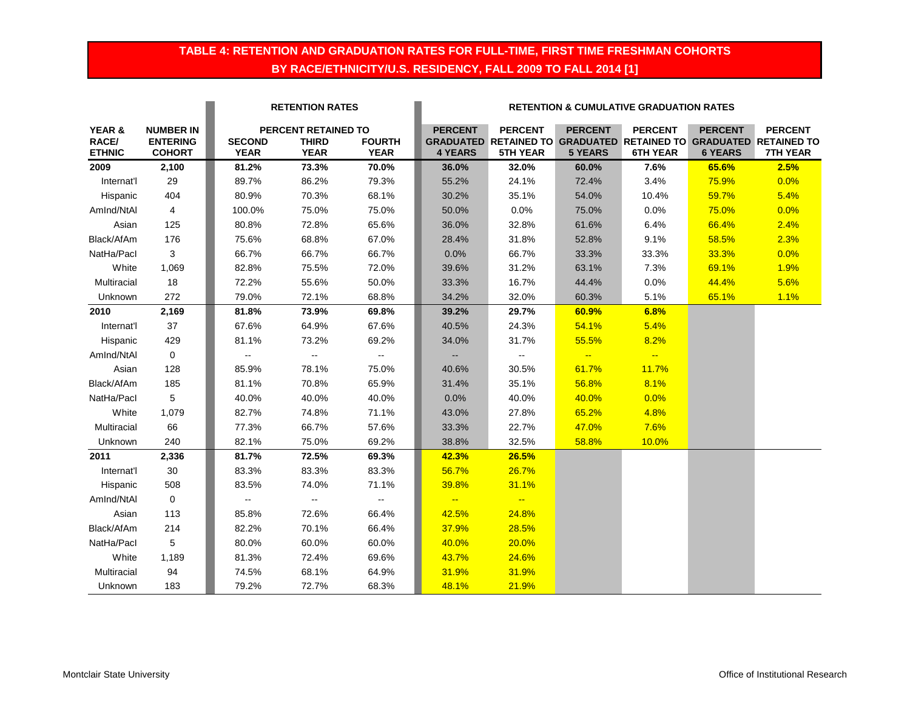# TABLE 4: RETENTION AND GRADUATION RATES FOR FULL-TIME, FIRST TIME FRESHMAN COHORTS BY RACE/ETHNICITY/U.S. RESIDENCY, FALL 2009 TO FALL 2014 [1]

| | | RETENTION RATES | | | RETENTION & CUMULATIVE GRADUATION RATES | | | | | |
|---|---|---|---|---|---|---|---|---|---|---|
| | | PERCENT RETAINED TO | | | | | | | | |
| YEAR & RACE/ ETHNIC | NUMBER IN ENTERING COHORT | SECOND YEAR | THIRD YEAR | FOURTH YEAR | PERCENT GRADUATED 4 YEARS | PERCENT RETAINED TO 5TH YEAR | PERCENT GRADUATED 5 YEARS | PERCENT RETAINED TO 6TH YEAR | PERCENT GRADUATED 6 YEARS | PERCENT RETAINED TO 7TH YEAR |
| **2009** | **2,100** | **81.2%** | **73.3%** | **70.0%** | **36.0%** | **32.0%** | **60.0%** | **7.6%** | **65.6%** | **2.5%** |
| Internat'l | 29 | 89.7% | 86.2% | 79.3% | 55.2% | 24.1% | 72.4% | 3.4% | 75.9% | 0.0% |
| Hispanic | 404 | 80.9% | 70.3% | 68.1% | 30.2% | 35.1% | 54.0% | 10.4% | 59.7% | 5.4% |
| AmInd/NtAl | 4 | 100.0% | 75.0% | 75.0% | 50.0% | 0.0% | 75.0% | 0.0% | 75.0% | 0.0% |
| Asian | 125 | 80.8% | 72.8% | 65.6% | 36.0% | 32.8% | 61.6% | 6.4% | 66.4% | 2.4% |
| Black/AfAm | 176 | 75.6% | 68.8% | 67.0% | 28.4% | 31.8% | 52.8% | 9.1% | 58.5% | 2.3% |
| NatHa/PacI | 3 | 66.7% | 66.7% | 66.7% | 0.0% | 66.7% | 33.3% | 33.3% | 33.3% | 0.0% |
| White | 1,069 | 82.8% | 75.5% | 72.0% | 39.6% | 31.2% | 63.1% | 7.3% | 69.1% | 1.9% |
| Multiracial | 18 | 72.2% | 55.6% | 50.0% | 33.3% | 16.7% | 44.4% | 0.0% | 44.4% | 5.6% |
| Unknown | 272 | 79.0% | 72.1% | 68.8% | 34.2% | 32.0% | 60.3% | 5.1% | 65.1% | 1.1% |
| **2010** | **2,169** | **81.8%** | **73.9%** | **69.8%** | **39.2%** | **29.7%** | **60.9%** | **6.8%** | | |
| Internat'l | 37 | 67.6% | 64.9% | 67.6% | 40.5% | 24.3% | 54.1% | 5.4% | | |
| Hispanic | 429 | 81.1% | 73.2% | 69.2% | 34.0% | 31.7% | 55.5% | 8.2% | | |
| AmInd/NtAl | 0 | -- | -- | -- | -- | -- | -- | -- | | |
| Asian | 128 | 85.9% | 78.1% | 75.0% | 40.6% | 30.5% | 61.7% | 11.7% | | |
| Black/AfAm | 185 | 81.1% | 70.8% | 65.9% | 31.4% | 35.1% | 56.8% | 8.1% | | |
| NatHa/PacI | 5 | 40.0% | 40.0% | 40.0% | 0.0% | 40.0% | 40.0% | 0.0% | | |
| White | 1,079 | 82.7% | 74.8% | 71.1% | 43.0% | 27.8% | 65.2% | 4.8% | | |
| Multiracial | 66 | 77.3% | 66.7% | 57.6% | 33.3% | 22.7% | 47.0% | 7.6% | | |
| Unknown | 240 | 82.1% | 75.0% | 69.2% | 38.8% | 32.5% | 58.8% | 10.0% | | |
| **2011** | **2,336** | **81.7%** | **72.5%** | **69.3%** | **42.3%** | **26.5%** | | | | |
| Internat'l | 30 | 83.3% | 83.3% | 83.3% | 56.7% | 26.7% | | | | |
| Hispanic | 508 | 83.5% | 74.0% | 71.1% | 39.8% | 31.1% | | | | |
| AmInd/NtAl | 0 | -- | -- | -- | -- | -- | | | | |
| Asian | 113 | 85.8% | 72.6% | 66.4% | 42.5% | 24.8% | | | | |
| Black/AfAm | 214 | 82.2% | 70.1% | 66.4% | 37.9% | 28.5% | | | | |
| NatHa/PacI | 5 | 80.0% | 60.0% | 60.0% | 40.0% | 20.0% | | | | |
| White | 1,189 | 81.3% | 72.4% | 69.6% | 43.7% | 24.6% | | | | |
| Multiracial | 94 | 74.5% | 68.1% | 64.9% | 31.9% | 31.9% | | | | |
| Unknown | 183 | 79.2% | 72.7% | 68.3% | 48.1% | 21.9% | | | | |

Montclair State University | Office of Institutional Research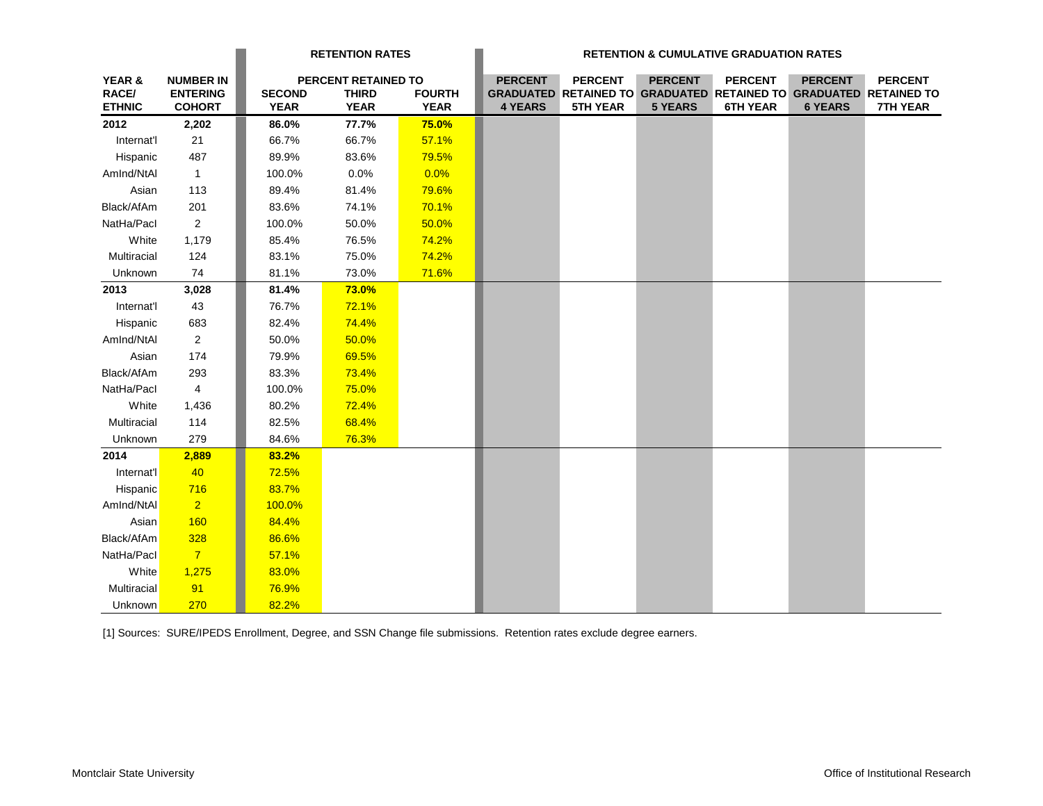| YEAR & RACE/ ETHNIC | NUMBER IN ENTERING COHORT | RETENTION RATES | | | RETENTION & CUMULATIVE GRADUATION RATES | | | | | |
|---|---|---|---|---|---|---|---|---|---|---|
| | | PERCENT RETAINED TO | | | | | | | | |
| | | SECOND YEAR | THIRD YEAR | FOURTH YEAR | PERCENT GRADUATED 4 YEARS | PERCENT RETAINED TO 5TH YEAR | PERCENT GRADUATED 5 YEARS | PERCENT RETAINED TO 6TH YEAR | PERCENT GRADUATED 6 YEARS | PERCENT RETAINED TO 7TH YEAR |
| **2012** | **2,202** | **86.0%** | **77.7%** | **75.0%** | | | | | | |
| Internat'l | 21 | 66.7% | 66.7% | 57.1% | | | | | | |
| Hispanic | 487 | 89.9% | 83.6% | 79.5% | | | | | | |
| AmInd/NtAl | 1 | 100.0% | 0.0% | 0.0% | | | | | | |
| Asian | 113 | 89.4% | 81.4% | 79.6% | | | | | | |
| Black/AfAm | 201 | 83.6% | 74.1% | 70.1% | | | | | | |
| NatHa/PacI | 2 | 100.0% | 50.0% | 50.0% | | | | | | |
| White | 1,179 | 85.4% | 76.5% | 74.2% | | | | | | |
| Multiracial | 124 | 83.1% | 75.0% | 74.2% | | | | | | |
| Unknown | 74 | 81.1% | 73.0% | 71.6% | | | | | | |
| **2013** | **3,028** | **81.4%** | **73.0%** | | | | | | | |
| Internat'l | 43 | 76.7% | 72.1% | | | | | | | |
| Hispanic | 683 | 82.4% | 74.4% | | | | | | | |
| AmInd/NtAl | 2 | 50.0% | 50.0% | | | | | | | |
| Asian | 174 | 79.9% | 69.5% | | | | | | | |
| Black/AfAm | 293 | 83.3% | 73.4% | | | | | | | |
| NatHa/PacI | 4 | 100.0% | 75.0% | | | | | | | |
| White | 1,436 | 80.2% | 72.4% | | | | | | | |
| Multiracial | 114 | 82.5% | 68.4% | | | | | | | |
| Unknown | 279 | 84.6% | 76.3% | | | | | | | |
| **2014** | **2,889** | **83.2%** | | | | | | | | |
| Internat'l | 40 | 72.5% | | | | | | | | |
| Hispanic | 716 | 83.7% | | | | | | | | |
| AmInd/NtAl | 2 | 100.0% | | | | | | | | |
| Asian | 160 | 84.4% | | | | | | | | |
| Black/AfAm | 328 | 86.6% | | | | | | | | |
| NatHa/PacI | 7 | 57.1% | | | | | | | | |
| White | 1,275 | 83.0% | | | | | | | | |
| Multiracial | 91 | 76.9% | | | | | | | | |
| Unknown | 270 | 82.2% | | | | | | | | |

[1] Sources: SURE/IPEDS Enrollment, Degree, and SSN Change file submissions. Retention rates exclude degree earners.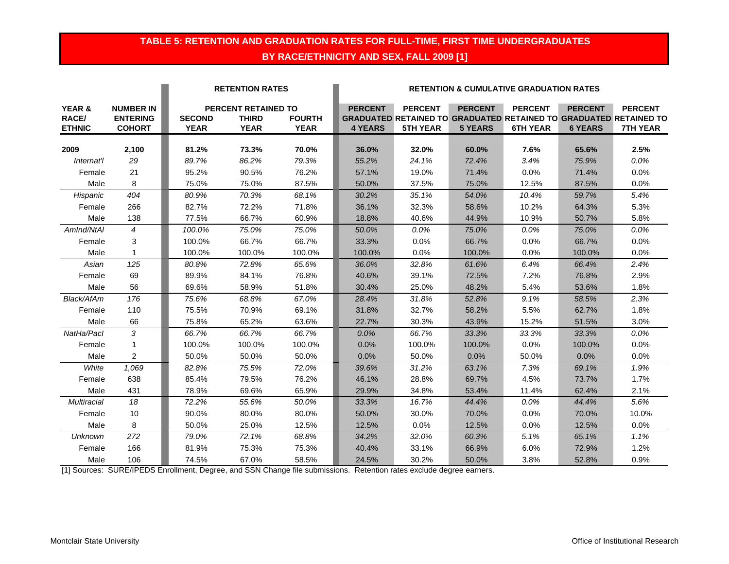# TABLE 5: RETENTION AND GRADUATION RATES FOR FULL-TIME, FIRST TIME UNDERGRADUATES BY RACE/ETHNICITY AND SEX, FALL 2009 [1]

| | | RETENTION RATES | | | RETENTION & CUMULATIVE GRADUATION RATES | | | | | |
|---|---|---|---|---|---|---|---|---|---|---|
| | | PERCENT RETAINED TO | | | | | | | | |
| YEAR & RACE/ ETHNIC | NUMBER IN ENTERING COHORT | SECOND YEAR | THIRD YEAR | FOURTH YEAR | PERCENT GRADUATED 4 YEARS | PERCENT RETAINED TO 5TH YEAR | PERCENT GRADUATED 5 YEARS | PERCENT RETAINED TO 6TH YEAR | PERCENT GRADUATED 6 YEARS | PERCENT RETAINED TO 7TH YEAR |
| **2009** | **2,100** | **81.2%** | **73.3%** | **70.0%** | **36.0%** | **32.0%** | **60.0%** | **7.6%** | **65.6%** | **2.5%** |
| *Internat'l* | *29* | *89.7%* | *86.2%* | *79.3%* | *55.2%* | *24.1%* | *72.4%* | *3.4%* | *75.9%* | *0.0%* |
| Female | 21 | 95.2% | 90.5% | 76.2% | 57.1% | 19.0% | 71.4% | 0.0% | 71.4% | 0.0% |
| Male | 8 | 75.0% | 75.0% | 87.5% | 50.0% | 37.5% | 75.0% | 12.5% | 87.5% | 0.0% |
| *Hispanic* | *404* | *80.9%* | *70.3%* | *68.1%* | *30.2%* | *35.1%* | *54.0%* | *10.4%* | *59.7%* | *5.4%* |
| Female | 266 | 82.7% | 72.2% | 71.8% | 36.1% | 32.3% | 58.6% | 10.2% | 64.3% | 5.3% |
| Male | 138 | 77.5% | 66.7% | 60.9% | 18.8% | 40.6% | 44.9% | 10.9% | 50.7% | 5.8% |
| *AmInd/NtAl* | *4* | *100.0%* | *75.0%* | *75.0%* | *50.0%* | *0.0%* | *75.0%* | *0.0%* | *75.0%* | *0.0%* |
| Female | 3 | 100.0% | 66.7% | 66.7% | 33.3% | 0.0% | 66.7% | 0.0% | 66.7% | 0.0% |
| Male | 1 | 100.0% | 100.0% | 100.0% | 100.0% | 0.0% | 100.0% | 0.0% | 100.0% | 0.0% |
| *Asian* | *125* | *80.8%* | *72.8%* | *65.6%* | *36.0%* | *32.8%* | *61.6%* | *6.4%* | *66.4%* | *2.4%* |
| Female | 69 | 89.9% | 84.1% | 76.8% | 40.6% | 39.1% | 72.5% | 7.2% | 76.8% | 2.9% |
| Male | 56 | 69.6% | 58.9% | 51.8% | 30.4% | 25.0% | 48.2% | 5.4% | 53.6% | 1.8% |
| *Black/AfAm* | *176* | *75.6%* | *68.8%* | *67.0%* | *28.4%* | *31.8%* | *52.8%* | *9.1%* | *58.5%* | *2.3%* |
| Female | 110 | 75.5% | 70.9% | 69.1% | 31.8% | 32.7% | 58.2% | 5.5% | 62.7% | 1.8% |
| Male | 66 | 75.8% | 65.2% | 63.6% | 22.7% | 30.3% | 43.9% | 15.2% | 51.5% | 3.0% |
| *NatHa/PacI* | *3* | *66.7%* | *66.7%* | *66.7%* | *0.0%* | *66.7%* | *33.3%* | *33.3%* | *33.3%* | *0.0%* |
| Female | 1 | 100.0% | 100.0% | 100.0% | 0.0% | 100.0% | 100.0% | 0.0% | 100.0% | 0.0% |
| Male | 2 | 50.0% | 50.0% | 50.0% | 0.0% | 50.0% | 0.0% | 50.0% | 0.0% | 0.0% |
| *White* | *1,069* | *82.8%* | *75.5%* | *72.0%* | *39.6%* | *31.2%* | *63.1%* | *7.3%* | *69.1%* | *1.9%* |
| Female | 638 | 85.4% | 79.5% | 76.2% | 46.1% | 28.8% | 69.7% | 4.5% | 73.7% | 1.7% |
| Male | 431 | 78.9% | 69.6% | 65.9% | 29.9% | 34.8% | 53.4% | 11.4% | 62.4% | 2.1% |
| *Multiracial* | *18* | *72.2%* | *55.6%* | *50.0%* | *33.3%* | *16.7%* | *44.4%* | *0.0%* | *44.4%* | *5.6%* |
| Female | 10 | 90.0% | 80.0% | 80.0% | 50.0% | 30.0% | 70.0% | 0.0% | 70.0% | 10.0% |
| Male | 8 | 50.0% | 25.0% | 12.5% | 12.5% | 0.0% | 12.5% | 0.0% | 12.5% | 0.0% |
| *Unknown* | *272* | *79.0%* | *72.1%* | *68.8%* | *34.2%* | *32.0%* | *60.3%* | *5.1%* | *65.1%* | *1.1%* |
| Female | 166 | 81.9% | 75.3% | 75.3% | 40.4% | 33.1% | 66.9% | 6.0% | 72.9% | 1.2% |
| Male | 106 | 74.5% | 67.0% | 58.5% | 24.5% | 30.2% | 50.0% | 3.8% | 52.8% | 0.9% |

[1] Sources: SURE/IPEDS Enrollment, Degree, and SSN Change file submissions. Retention rates exclude degree earners.

Montclair State University — Office of Institutional Research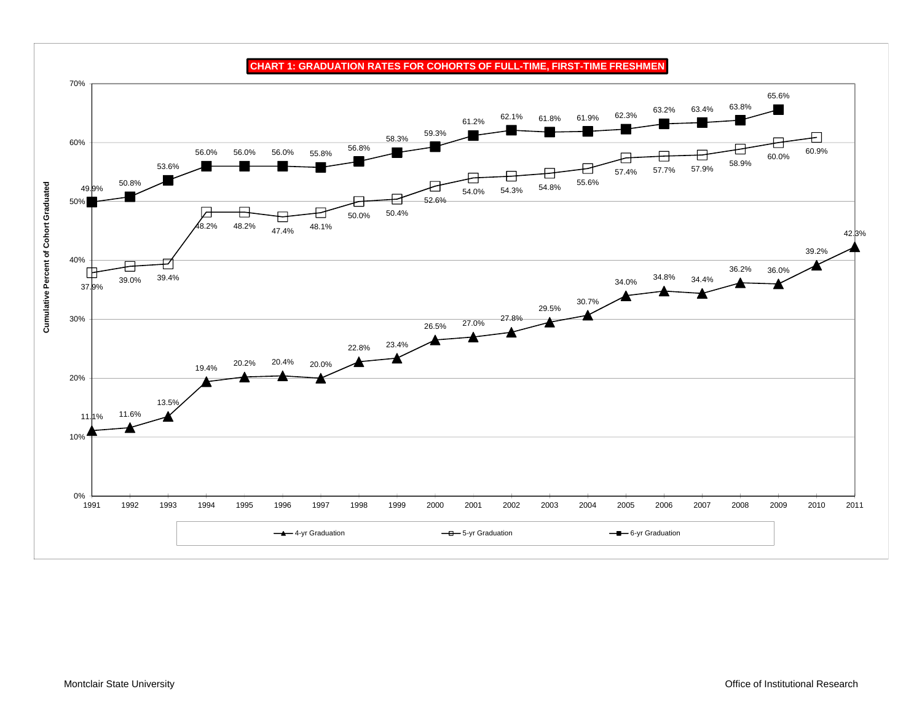## CHART 1: GRADUATION RATES FOR COHORTS OF FULL-TIME, FIRST-TIME FRESHMEN

Cumulative Percent of Cohort Graduated

| Cohort | 4-yr Graduation | 5-yr Graduation | 6-yr Graduation |
|---|---|---|---|
| 1991 | 11.1% | 37.9% | 49.9% |
| 1992 | 11.6% | 39.0% | 50.8% |
| 1993 | 13.5% | 39.4% | 53.6% |
| 1994 | 19.4% | 48.2% | 56.0% |
| 1995 | 20.2% | 48.2% | 56.0% |
| 1996 | 20.4% | 47.4% | 56.0% |
| 1997 | 20.0% | 48.1% | 55.8% |
| 1998 | 22.8% | 50.0% | 56.8% |
| 1999 | 23.4% | 50.4% | 58.3% |
| 2000 | 26.5% | 52.6% | 59.3% |
| 2001 | 27.0% | 54.0% | 61.2% |
| 2002 | 27.8% | 54.3% | 62.1% |
| 2003 | 29.5% | 54.8% | 61.8% |
| 2004 | 30.7% | 55.6% | 61.9% |
| 2005 | 34.0% | 57.4% | 62.3% |
| 2006 | 34.8% | 57.7% | 63.2% |
| 2007 | 34.4% | 57.9% | 63.4% |
| 2008 | 36.2% | 58.9% | 63.8% |
| 2009 | 36.0% | 60.0% | 65.6% |
| 2010 | 39.2% | 60.9% | |
| 2011 | 42.3% | | |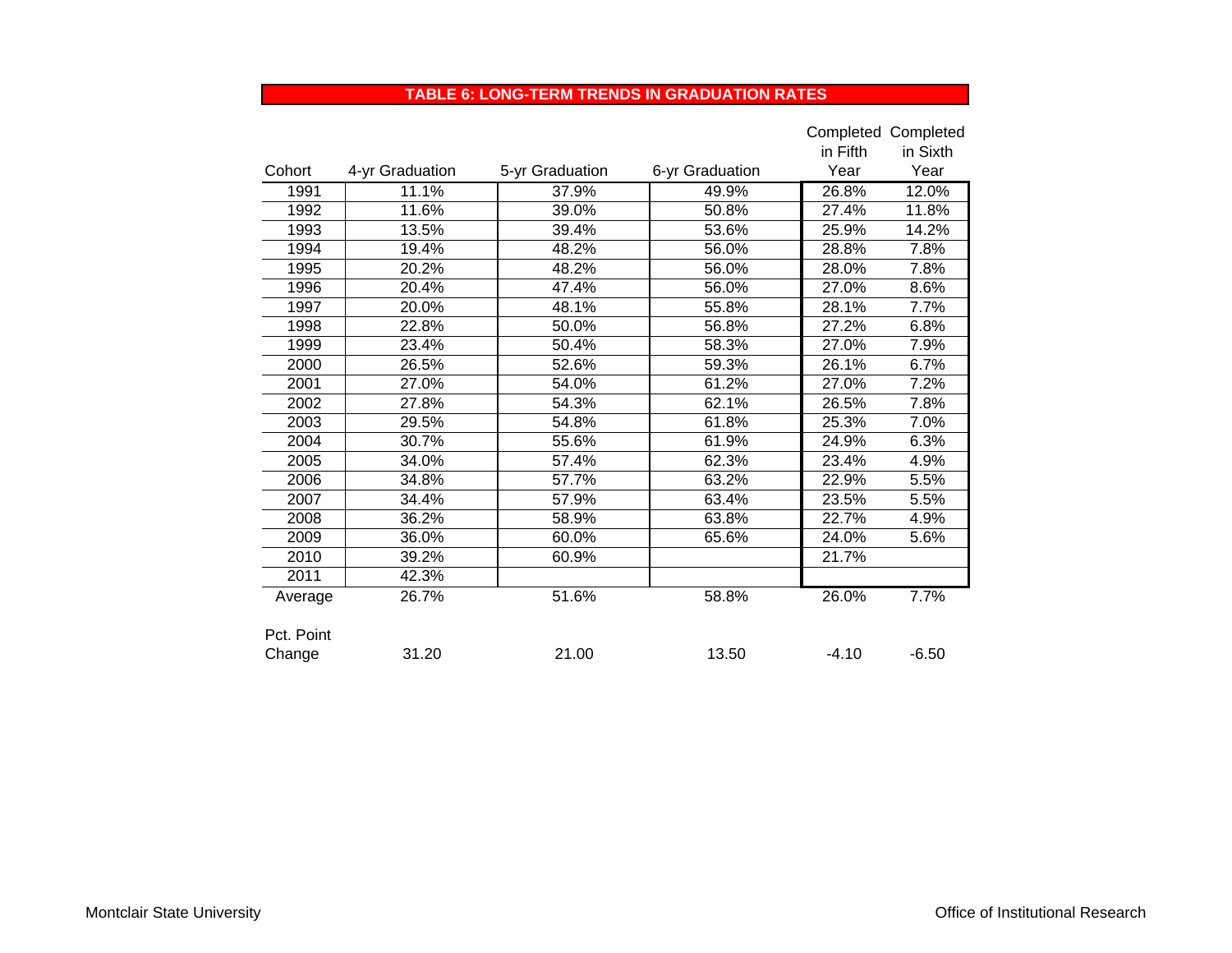## TABLE 6: LONG-TERM TRENDS IN GRADUATION RATES

| Cohort | 4-yr Graduation | 5-yr Graduation | 6-yr Graduation | Completed in Fifth Year | Completed in Sixth Year |
|---|---|---|---|---|---|
| 1991 | 11.1% | 37.9% | 49.9% | 26.8% | 12.0% |
| 1992 | 11.6% | 39.0% | 50.8% | 27.4% | 11.8% |
| 1993 | 13.5% | 39.4% | 53.6% | 25.9% | 14.2% |
| 1994 | 19.4% | 48.2% | 56.0% | 28.8% | 7.8% |
| 1995 | 20.2% | 48.2% | 56.0% | 28.0% | 7.8% |
| 1996 | 20.4% | 47.4% | 56.0% | 27.0% | 8.6% |
| 1997 | 20.0% | 48.1% | 55.8% | 28.1% | 7.7% |
| 1998 | 22.8% | 50.0% | 56.8% | 27.2% | 6.8% |
| 1999 | 23.4% | 50.4% | 58.3% | 27.0% | 7.9% |
| 2000 | 26.5% | 52.6% | 59.3% | 26.1% | 6.7% |
| 2001 | 27.0% | 54.0% | 61.2% | 27.0% | 7.2% |
| 2002 | 27.8% | 54.3% | 62.1% | 26.5% | 7.8% |
| 2003 | 29.5% | 54.8% | 61.8% | 25.3% | 7.0% |
| 2004 | 30.7% | 55.6% | 61.9% | 24.9% | 6.3% |
| 2005 | 34.0% | 57.4% | 62.3% | 23.4% | 4.9% |
| 2006 | 34.8% | 57.7% | 63.2% | 22.9% | 5.5% |
| 2007 | 34.4% | 57.9% | 63.4% | 23.5% | 5.5% |
| 2008 | 36.2% | 58.9% | 63.8% | 22.7% | 4.9% |
| 2009 | 36.0% | 60.0% | 65.6% | 24.0% | 5.6% |
| 2010 | 39.2% | 60.9% | | 21.7% | |
| 2011 | 42.3% | | | | |
| Average | 26.7% | 51.6% | 58.8% | 26.0% | 7.7% |
| Pct. Point Change | 31.20 | 21.00 | 13.50 | -4.10 | -6.50 |

Montclair State University

Office of Institutional Research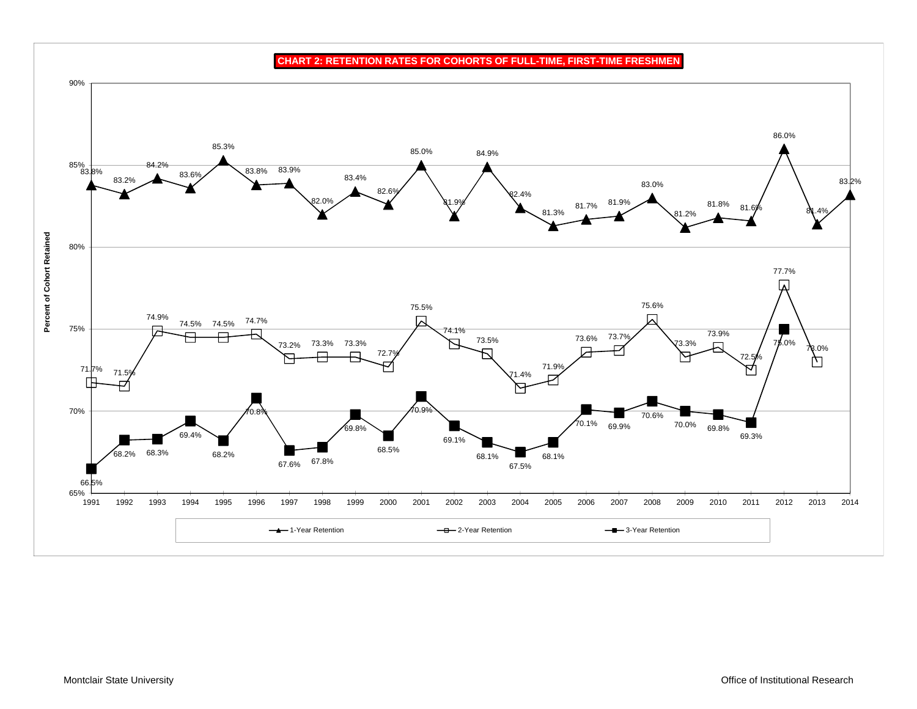**CHART 2: RETENTION RATES FOR COHORTS OF FULL-TIME, FIRST-TIME FRESHMEN**

Percent of Cohort Retained

| Cohort | 1-Year Retention | 2-Year Retention | 3-Year Retention |
|---|---|---|---|
| 1991 | 83.8% | 71.7% | 66.5% |
| 1992 | 83.2% | 71.5% | 68.2% |
| 1993 | 84.2% | 74.9% | 68.3% |
| 1994 | 83.6% | 74.5% | 69.4% |
| 1995 | 85.3% | 74.5% | 68.2% |
| 1996 | 83.8% | 74.7% | 70.8% |
| 1997 | 83.9% | 73.2% | 67.6% |
| 1998 | 82.0% | 73.3% | 67.8% |
| 1999 | 83.4% | 73.3% | 69.8% |
| 2000 | 82.6% | 72.7% | 68.5% |
| 2001 | 85.0% | 75.5% | 70.9% |
| 2002 | 81.9% | 74.1% | 69.1% |
| 2003 | 84.9% | 73.5% | 68.1% |
| 2004 | 82.4% | 71.4% | 67.5% |
| 2005 | 81.3% | 71.9% | 68.1% |
| 2006 | 81.7% | 73.6% | 70.1% |
| 2007 | 81.9% | 73.7% | 69.9% |
| 2008 | 83.0% | 75.6% | 70.6% |
| 2009 | 81.2% | 73.3% | 70.0% |
| 2010 | 81.8% | 73.9% | 69.8% |
| 2011 | 81.6% | 72.5% | 69.3% |
| 2012 | 86.0% | 77.7% | 75.0% |
| 2013 | 81.4% | 73.0% | |
| 2014 | 83.2% | | |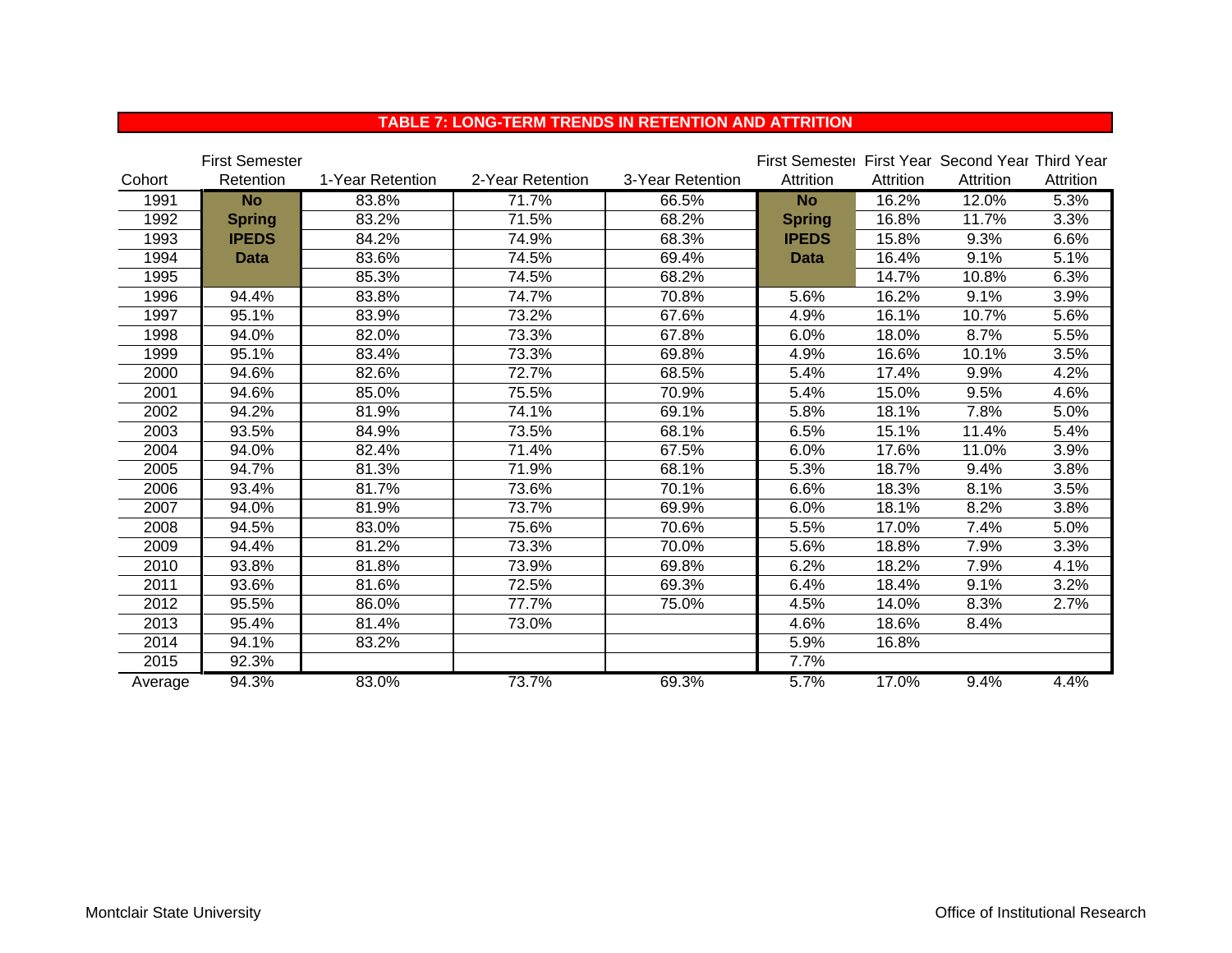## TABLE 7: LONG-TERM TRENDS IN RETENTION AND ATTRITION

| Cohort | First Semester Retention | 1-Year Retention | 2-Year Retention | 3-Year Retention | First Semester Attrition | First Year Attrition | Second Year Attrition | Third Year Attrition |
|---|---|---|---|---|---|---|---|---|
| 1991 | **No** | 83.8% | 71.7% | 66.5% | **No** | 16.2% | 12.0% | 5.3% |
| 1992 | **Spring** | 83.2% | 71.5% | 68.2% | **Spring** | 16.8% | 11.7% | 3.3% |
| 1993 | **IPEDS** | 84.2% | 74.9% | 68.3% | **IPEDS** | 15.8% | 9.3% | 6.6% |
| 1994 | **Data** | 83.6% | 74.5% | 69.4% | **Data** | 16.4% | 9.1% | 5.1% |
| 1995 | | 85.3% | 74.5% | 68.2% | | 14.7% | 10.8% | 6.3% |
| 1996 | 94.4% | 83.8% | 74.7% | 70.8% | 5.6% | 16.2% | 9.1% | 3.9% |
| 1997 | 95.1% | 83.9% | 73.2% | 67.6% | 4.9% | 16.1% | 10.7% | 5.6% |
| 1998 | 94.0% | 82.0% | 73.3% | 67.8% | 6.0% | 18.0% | 8.7% | 5.5% |
| 1999 | 95.1% | 83.4% | 73.3% | 69.8% | 4.9% | 16.6% | 10.1% | 3.5% |
| 2000 | 94.6% | 82.6% | 72.7% | 68.5% | 5.4% | 17.4% | 9.9% | 4.2% |
| 2001 | 94.6% | 85.0% | 75.5% | 70.9% | 5.4% | 15.0% | 9.5% | 4.6% |
| 2002 | 94.2% | 81.9% | 74.1% | 69.1% | 5.8% | 18.1% | 7.8% | 5.0% |
| 2003 | 93.5% | 84.9% | 73.5% | 68.1% | 6.5% | 15.1% | 11.4% | 5.4% |
| 2004 | 94.0% | 82.4% | 71.4% | 67.5% | 6.0% | 17.6% | 11.0% | 3.9% |
| 2005 | 94.7% | 81.3% | 71.9% | 68.1% | 5.3% | 18.7% | 9.4% | 3.8% |
| 2006 | 93.4% | 81.7% | 73.6% | 70.1% | 6.6% | 18.3% | 8.1% | 3.5% |
| 2007 | 94.0% | 81.9% | 73.7% | 69.9% | 6.0% | 18.1% | 8.2% | 3.8% |
| 2008 | 94.5% | 83.0% | 75.6% | 70.6% | 5.5% | 17.0% | 7.4% | 5.0% |
| 2009 | 94.4% | 81.2% | 73.3% | 70.0% | 5.6% | 18.8% | 7.9% | 3.3% |
| 2010 | 93.8% | 81.8% | 73.9% | 69.8% | 6.2% | 18.2% | 7.9% | 4.1% |
| 2011 | 93.6% | 81.6% | 72.5% | 69.3% | 6.4% | 18.4% | 9.1% | 3.2% |
| 2012 | 95.5% | 86.0% | 77.7% | 75.0% | 4.5% | 14.0% | 8.3% | 2.7% |
| 2013 | 95.4% | 81.4% | 73.0% | | 4.6% | 18.6% | 8.4% | |
| 2014 | 94.1% | 83.2% | | | 5.9% | 16.8% | | |
| 2015 | 92.3% | | | | 7.7% | | | |
| Average | 94.3% | 83.0% | 73.7% | 69.3% | 5.7% | 17.0% | 9.4% | 4.4% |

Montclair State University

Office of Institutional Research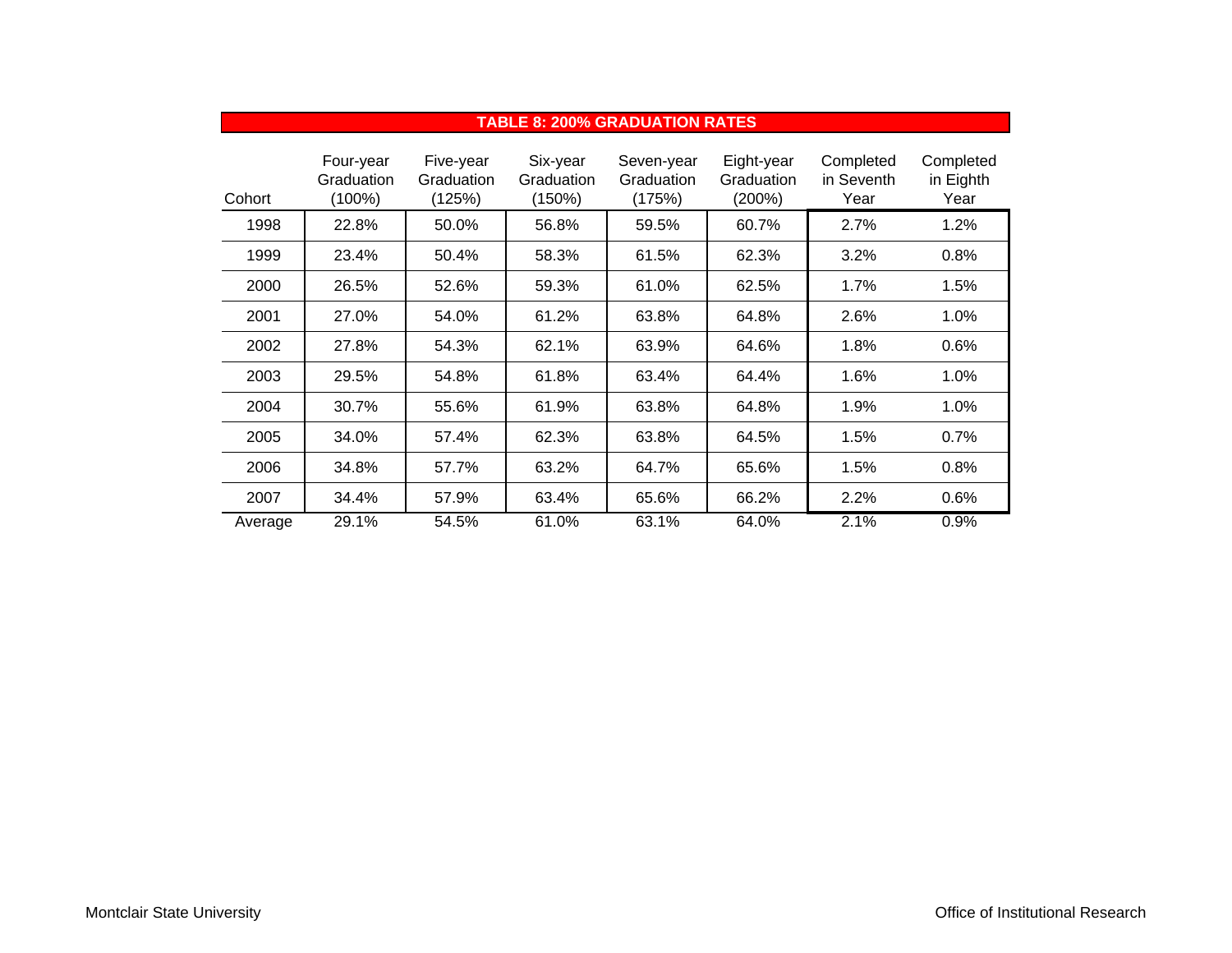## TABLE 8: 200% GRADUATION RATES

| Cohort | Four-year Graduation (100%) | Five-year Graduation (125%) | Six-year Graduation (150%) | Seven-year Graduation (175%) | Eight-year Graduation (200%) | Completed in Seventh Year | Completed in Eighth Year |
|---|---|---|---|---|---|---|---|
| 1998 | 22.8% | 50.0% | 56.8% | 59.5% | 60.7% | 2.7% | 1.2% |
| 1999 | 23.4% | 50.4% | 58.3% | 61.5% | 62.3% | 3.2% | 0.8% |
| 2000 | 26.5% | 52.6% | 59.3% | 61.0% | 62.5% | 1.7% | 1.5% |
| 2001 | 27.0% | 54.0% | 61.2% | 63.8% | 64.8% | 2.6% | 1.0% |
| 2002 | 27.8% | 54.3% | 62.1% | 63.9% | 64.6% | 1.8% | 0.6% |
| 2003 | 29.5% | 54.8% | 61.8% | 63.4% | 64.4% | 1.6% | 1.0% |
| 2004 | 30.7% | 55.6% | 61.9% | 63.8% | 64.8% | 1.9% | 1.0% |
| 2005 | 34.0% | 57.4% | 62.3% | 63.8% | 64.5% | 1.5% | 0.7% |
| 2006 | 34.8% | 57.7% | 63.2% | 64.7% | 65.6% | 1.5% | 0.8% |
| 2007 | 34.4% | 57.9% | 63.4% | 65.6% | 66.2% | 2.2% | 0.6% |
| Average | 29.1% | 54.5% | 61.0% | 63.1% | 64.0% | 2.1% | 0.9% |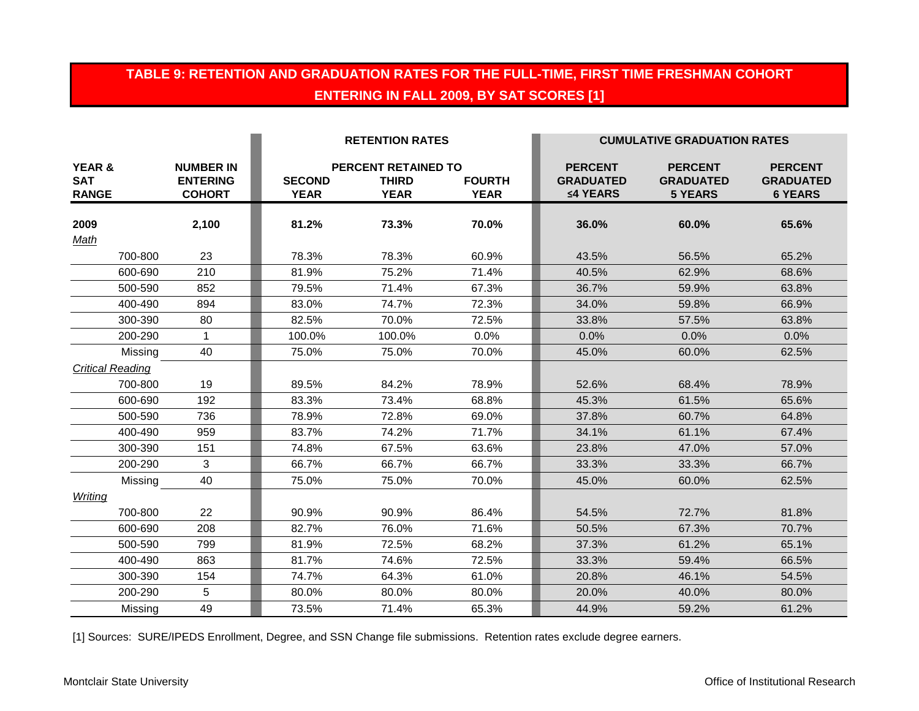# TABLE 9: RETENTION AND GRADUATION RATES FOR THE FULL-TIME, FIRST TIME FRESHMAN COHORT ENTERING IN FALL 2009, BY SAT SCORES [1]

| YEAR & SAT RANGE | NUMBER IN ENTERING COHORT | RETENTION RATES | | | CUMULATIVE GRADUATION RATES | | |
|---|---|---|---|---|---|---|---|
| | | PERCENT RETAINED TO | | | | | |
| | | SECOND YEAR | THIRD YEAR | FOURTH YEAR | PERCENT GRADUATED ≤4 YEARS | PERCENT GRADUATED 5 YEARS | PERCENT GRADUATED 6 YEARS |
| **2009** | **2,100** | **81.2%** | **73.3%** | **70.0%** | **36.0%** | **60.0%** | **65.6%** |
| *Math* | | | | | | | |
| 700-800 | 23 | 78.3% | 78.3% | 60.9% | 43.5% | 56.5% | 65.2% |
| 600-690 | 210 | 81.9% | 75.2% | 71.4% | 40.5% | 62.9% | 68.6% |
| 500-590 | 852 | 79.5% | 71.4% | 67.3% | 36.7% | 59.9% | 63.8% |
| 400-490 | 894 | 83.0% | 74.7% | 72.3% | 34.0% | 59.8% | 66.9% |
| 300-390 | 80 | 82.5% | 70.0% | 72.5% | 33.8% | 57.5% | 63.8% |
| 200-290 | 1 | 100.0% | 100.0% | 0.0% | 0.0% | 0.0% | 0.0% |
| Missing | 40 | 75.0% | 75.0% | 70.0% | 45.0% | 60.0% | 62.5% |
| *Critical Reading* | | | | | | | |
| 700-800 | 19 | 89.5% | 84.2% | 78.9% | 52.6% | 68.4% | 78.9% |
| 600-690 | 192 | 83.3% | 73.4% | 68.8% | 45.3% | 61.5% | 65.6% |
| 500-590 | 736 | 78.9% | 72.8% | 69.0% | 37.8% | 60.7% | 64.8% |
| 400-490 | 959 | 83.7% | 74.2% | 71.7% | 34.1% | 61.1% | 67.4% |
| 300-390 | 151 | 74.8% | 67.5% | 63.6% | 23.8% | 47.0% | 57.0% |
| 200-290 | 3 | 66.7% | 66.7% | 66.7% | 33.3% | 33.3% | 66.7% |
| Missing | 40 | 75.0% | 75.0% | 70.0% | 45.0% | 60.0% | 62.5% |
| *Writing* | | | | | | | |
| 700-800 | 22 | 90.9% | 90.9% | 86.4% | 54.5% | 72.7% | 81.8% |
| 600-690 | 208 | 82.7% | 76.0% | 71.6% | 50.5% | 67.3% | 70.7% |
| 500-590 | 799 | 81.9% | 72.5% | 68.2% | 37.3% | 61.2% | 65.1% |
| 400-490 | 863 | 81.7% | 74.6% | 72.5% | 33.3% | 59.4% | 66.5% |
| 300-390 | 154 | 74.7% | 64.3% | 61.0% | 20.8% | 46.1% | 54.5% |
| 200-290 | 5 | 80.0% | 80.0% | 80.0% | 20.0% | 40.0% | 80.0% |
| Missing | 49 | 73.5% | 71.4% | 65.3% | 44.9% | 59.2% | 61.2% |

[1] Sources: SURE/IPEDS Enrollment, Degree, and SSN Change file submissions. Retention rates exclude degree earners.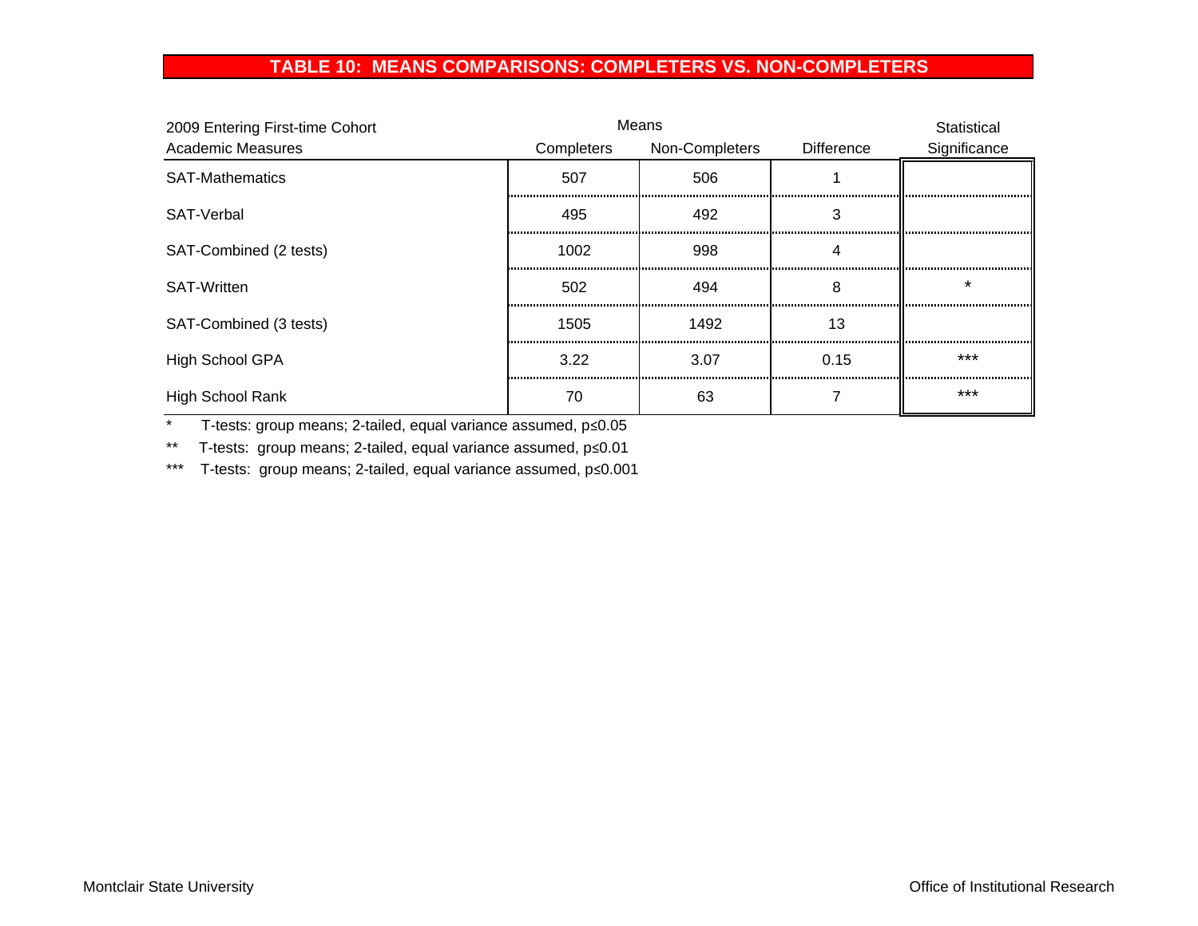## TABLE 10: MEANS COMPARISONS: COMPLETERS VS. NON-COMPLETERS

| 2009 Entering First-time Cohort Academic Measures | Means | | | Statistical Significance |
|---|---|---|---|---|
| | Completers | Non-Completers | Difference | |
| SAT-Mathematics | 507 | 506 | 1 | |
| SAT-Verbal | 495 | 492 | 3 | |
| SAT-Combined (2 tests) | 1002 | 998 | 4 | |
| SAT-Written | 502 | 494 | 8 | * |
| SAT-Combined (3 tests) | 1505 | 1492 | 13 | |
| High School GPA | 3.22 | 3.07 | 0.15 | *** |
| High School Rank | 70 | 63 | 7 | *** |

\* T-tests: group means; 2-tailed, equal variance assumed, $p \leq 0.05$

** T-tests: group means; 2-tailed, equal variance assumed, $p \leq 0.01$

*** T-tests: group means; 2-tailed, equal variance assumed, $p \leq 0.001$

Montclair State University

Office of Institutional Research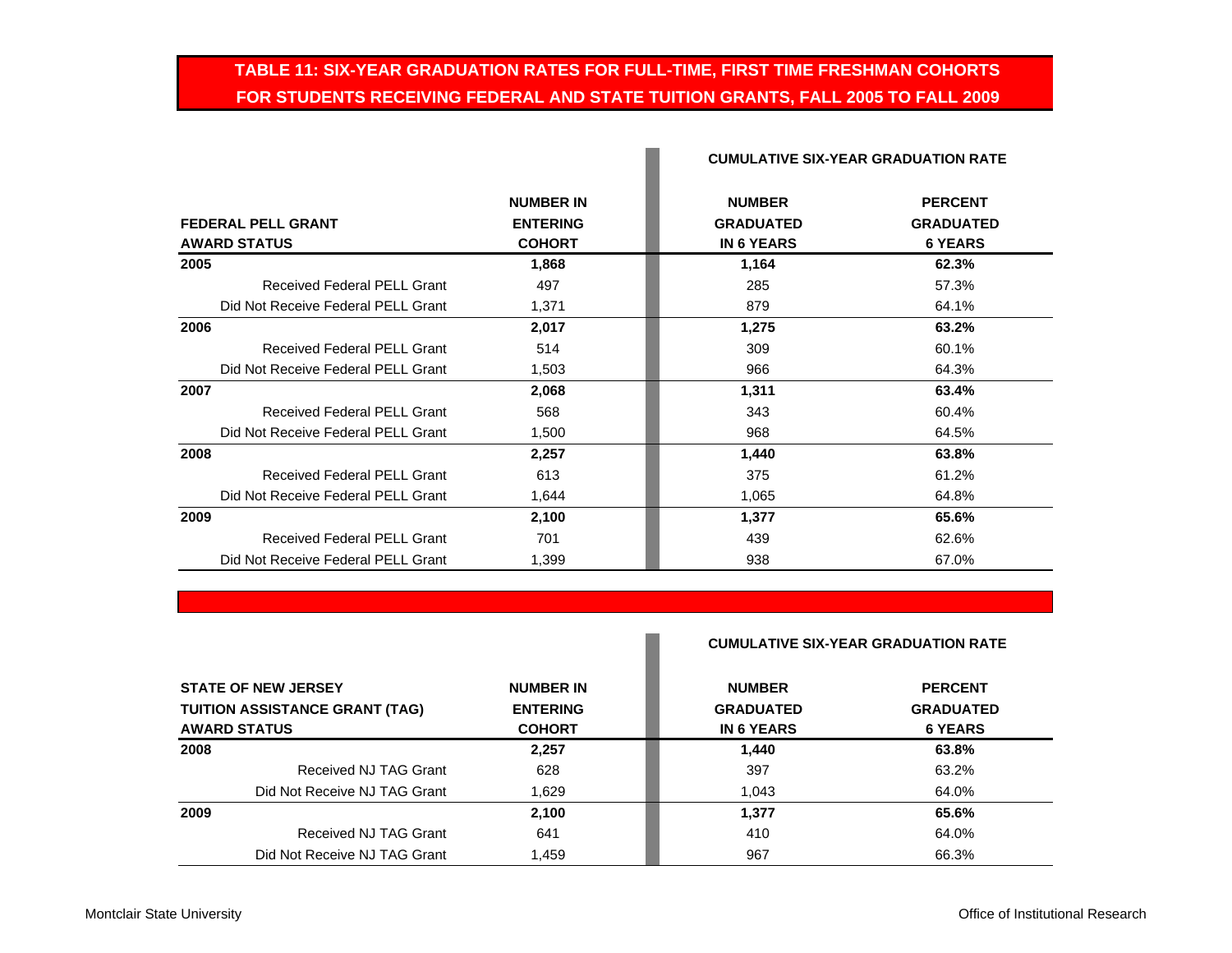# TABLE 11: SIX-YEAR GRADUATION RATES FOR FULL-TIME, FIRST TIME FRESHMAN COHORTS FOR STUDENTS RECEIVING FEDERAL AND STATE TUITION GRANTS, FALL 2005 TO FALL 2009

| FEDERAL PELL GRANT AWARD STATUS | NUMBER IN ENTERING COHORT | CUMULATIVE SIX-YEAR GRADUATION RATE: NUMBER GRADUATED IN 6 YEARS | PERCENT GRADUATED 6 YEARS |
|---|---|---|---|
| **2005** | **1,868** | **1,164** | **62.3%** |
| Received Federal PELL Grant | 497 | 285 | 57.3% |
| Did Not Receive Federal PELL Grant | 1,371 | 879 | 64.1% |
| **2006** | **2,017** | **1,275** | **63.2%** |
| Received Federal PELL Grant | 514 | 309 | 60.1% |
| Did Not Receive Federal PELL Grant | 1,503 | 966 | 64.3% |
| **2007** | **2,068** | **1,311** | **63.4%** |
| Received Federal PELL Grant | 568 | 343 | 60.4% |
| Did Not Receive Federal PELL Grant | 1,500 | 968 | 64.5% |
| **2008** | **2,257** | **1,440** | **63.8%** |
| Received Federal PELL Grant | 613 | 375 | 61.2% |
| Did Not Receive Federal PELL Grant | 1,644 | 1,065 | 64.8% |
| **2009** | **2,100** | **1,377** | **65.6%** |
| Received Federal PELL Grant | 701 | 439 | 62.6% |
| Did Not Receive Federal PELL Grant | 1,399 | 938 | 67.0% |

| STATE OF NEW JERSEY TUITION ASSISTANCE GRANT (TAG) AWARD STATUS | NUMBER IN ENTERING COHORT | CUMULATIVE SIX-YEAR GRADUATION RATE: NUMBER GRADUATED IN 6 YEARS | PERCENT GRADUATED 6 YEARS |
|---|---|---|---|
| **2008** | **2,257** | **1,440** | **63.8%** |
| Received NJ TAG Grant | 628 | 397 | 63.2% |
| Did Not Receive NJ TAG Grant | 1,629 | 1,043 | 64.0% |
| **2009** | **2,100** | **1,377** | **65.6%** |
| Received NJ TAG Grant | 641 | 410 | 64.0% |
| Did Not Receive NJ TAG Grant | 1,459 | 967 | 66.3% |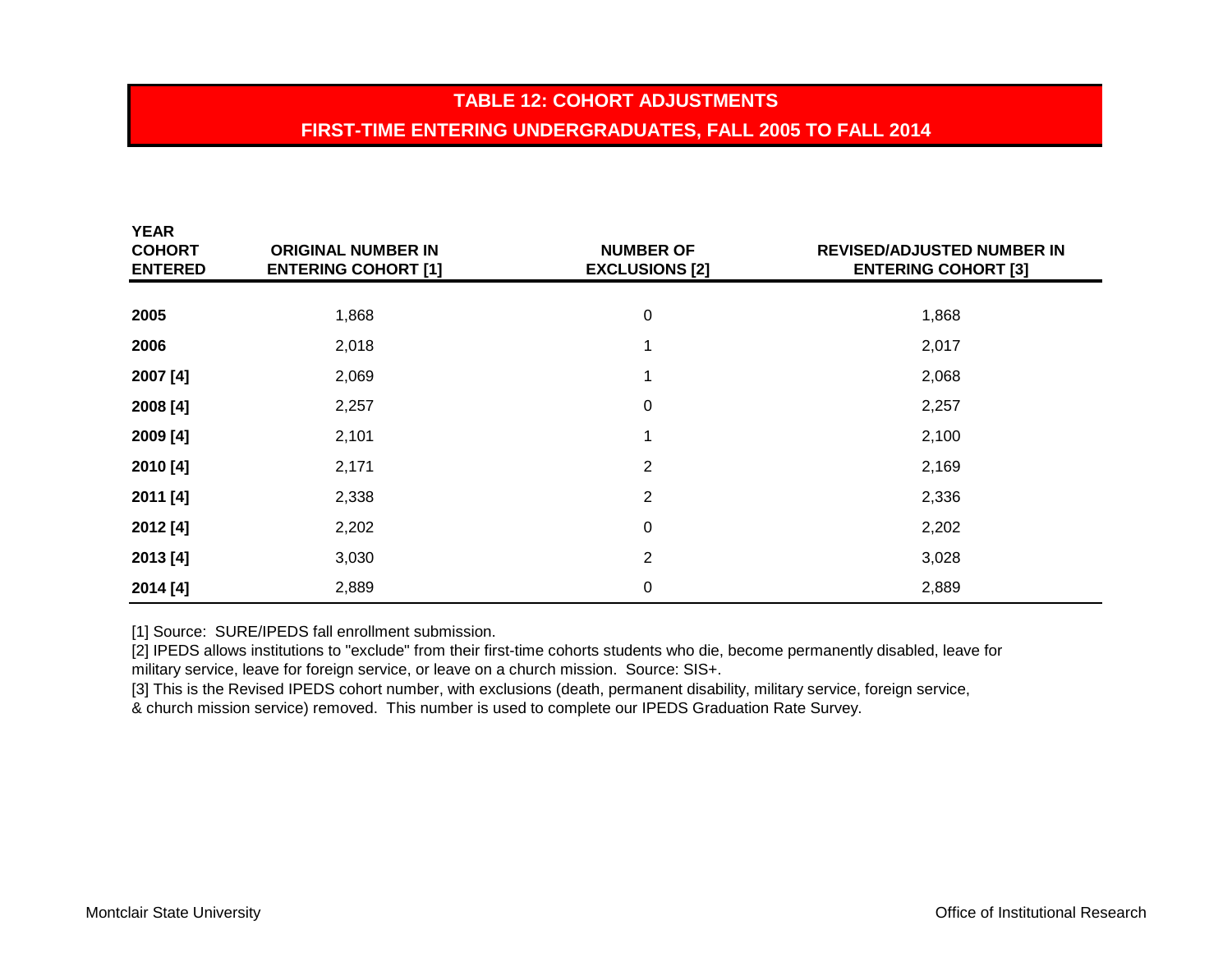# TABLE 12: COHORT ADJUSTMENTS

## FIRST-TIME ENTERING UNDERGRADUATES, FALL 2005 TO FALL 2014

| YEAR COHORT ENTERED | ORIGINAL NUMBER IN ENTERING COHORT [1] | NUMBER OF EXCLUSIONS [2] | REVISED/ADJUSTED NUMBER IN ENTERING COHORT [3] |
|---|---|---|---|
| **2005** | 1,868 | 0 | 1,868 |
| **2006** | 2,018 | 1 | 2,017 |
| **2007 [4]** | 2,069 | 1 | 2,068 |
| **2008 [4]** | 2,257 | 0 | 2,257 |
| **2009 [4]** | 2,101 | 1 | 2,100 |
| **2010 [4]** | 2,171 | 2 | 2,169 |
| **2011 [4]** | 2,338 | 2 | 2,336 |
| **2012 [4]** | 2,202 | 0 | 2,202 |
| **2013 [4]** | 3,030 | 2 | 3,028 |
| **2014 [4]** | 2,889 | 0 | 2,889 |

[1] Source: SURE/IPEDS fall enrollment submission.

[2] IPEDS allows institutions to "exclude" from their first-time cohorts students who die, become permanently disabled, leave for military service, leave for foreign service, or leave on a church mission. Source: SIS+.

[3] This is the Revised IPEDS cohort number, with exclusions (death, permanent disability, military service, foreign service, & church mission service) removed. This number is used to complete our IPEDS Graduation Rate Survey.